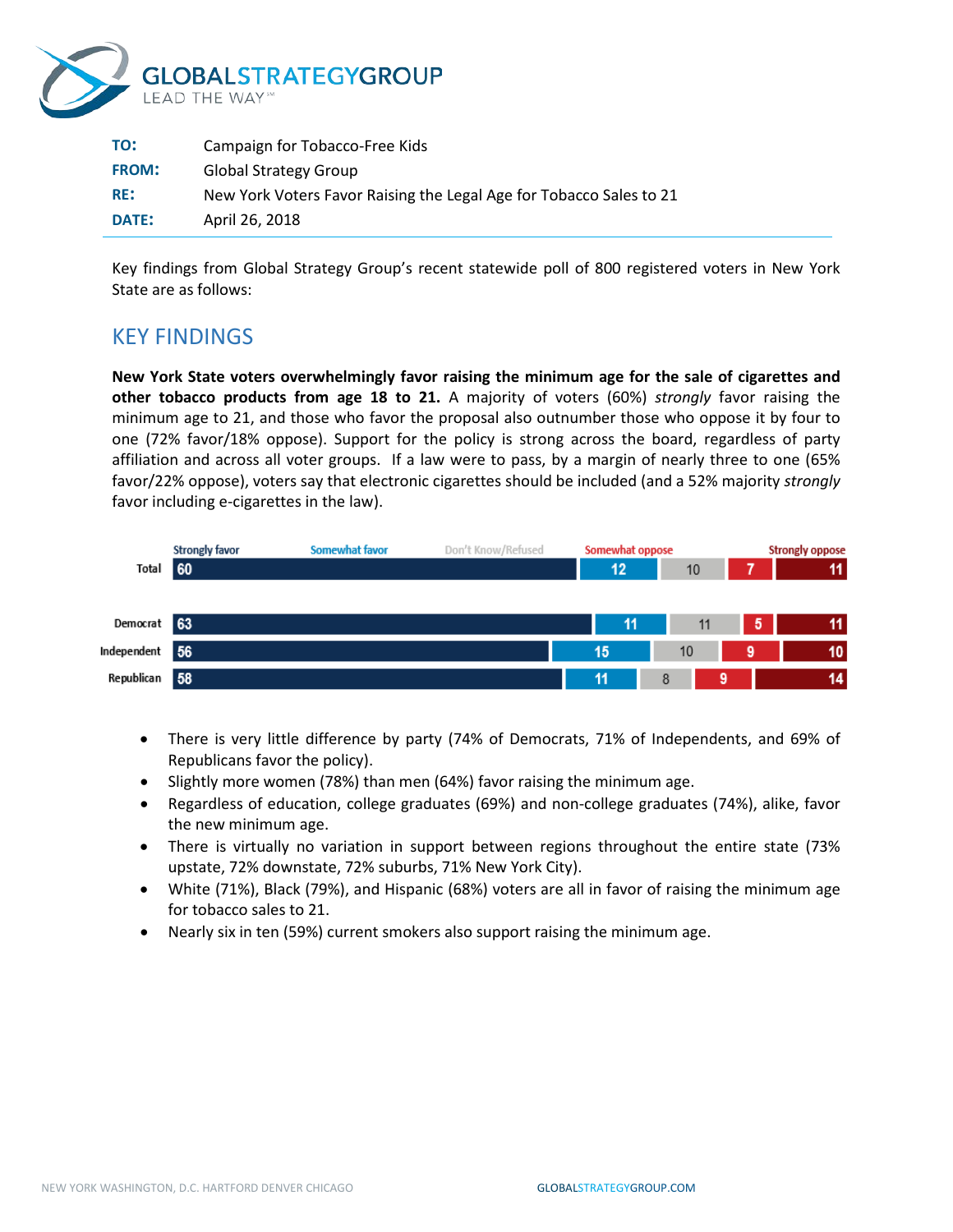**TO:** Campaign for Tobacco-Free Kids
**FROM:** Global Strategy Group
**RE:** New York Voters Favor Raising the Legal Age for Tobacco Sales to 21
**DATE:** April 26, 2018

Key findings from Global Strategy Group's recent statewide poll of 800 registered voters in New York State are as follows:

## KEY FINDINGS

**New York State voters overwhelmingly favor raising the minimum age for the sale of cigarettes and other tobacco products from age 18 to 21.** A majority of voters (60%) *strongly* favor raising the minimum age to 21, and those who favor the proposal also outnumber those who oppose it by four to one (72% favor/18% oppose). Support for the policy is strong across the board, regardless of party affiliation and across all voter groups. If a law were to pass, by a margin of nearly three to one (65% favor/22% oppose), voters say that electronic cigarettes should be included (and a 52% majority *strongly* favor including e-cigarettes in the law).

| | Strongly favor | Somewhat favor | Don't Know/Refused | Somewhat oppose | Strongly oppose |
|---|---|---|---|---|---|
| Total | 60 | 12 | 10 | 7 | 11 |
| Democrat | 63 | 11 | 11 | 5 | 11 |
| Independent | 56 | 15 | 10 | 9 | 10 |
| Republican | 58 | 11 | 8 | 9 | 14 |

- There is very little difference by party (74% of Democrats, 71% of Independents, and 69% of Republicans favor the policy).
- Slightly more women (78%) than men (64%) favor raising the minimum age.
- Regardless of education, college graduates (69%) and non-college graduates (74%), alike, favor the new minimum age.
- There is virtually no variation in support between regions throughout the entire state (73% upstate, 72% downstate, 72% suburbs, 71% New York City).
- White (71%), Black (79%), and Hispanic (68%) voters are all in favor of raising the minimum age for tobacco sales to 21.
- Nearly six in ten (59%) current smokers also support raising the minimum age.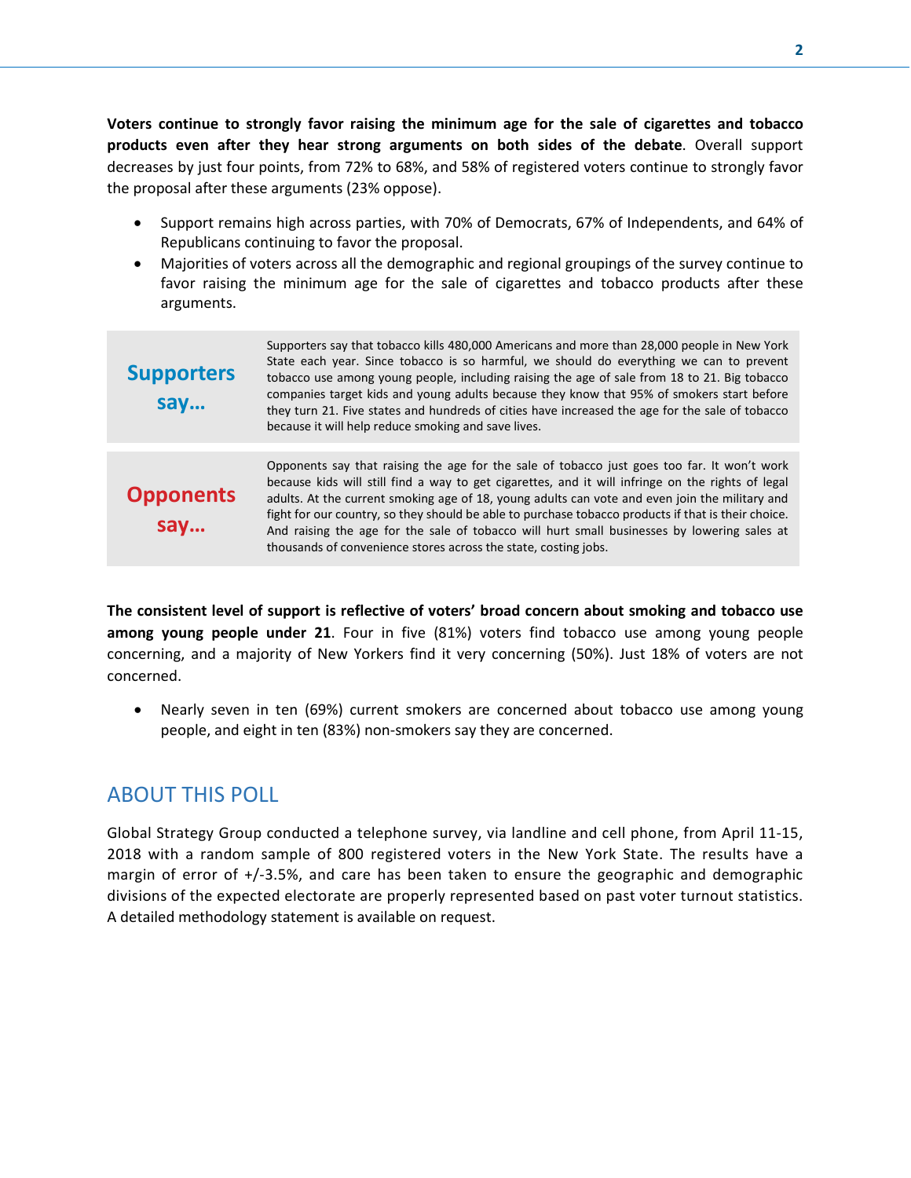**Voters continue to strongly favor raising the minimum age for the sale of cigarettes and tobacco products even after they hear strong arguments on both sides of the debate**. Overall support decreases by just four points, from 72% to 68%, and 58% of registered voters continue to strongly favor the proposal after these arguments (23% oppose).

- Support remains high across parties, with 70% of Democrats, 67% of Independents, and 64% of Republicans continuing to favor the proposal.
- Majorities of voters across all the demographic and regional groupings of the survey continue to favor raising the minimum age for the sale of cigarettes and tobacco products after these arguments.

| | |
|---|---|
| **Supporters say…** | Supporters say that tobacco kills 480,000 Americans and more than 28,000 people in New York State each year. Since tobacco is so harmful, we should do everything we can to prevent tobacco use among young people, including raising the age of sale from 18 to 21. Big tobacco companies target kids and young adults because they know that 95% of smokers start before they turn 21. Five states and hundreds of cities have increased the age for the sale of tobacco because it will help reduce smoking and save lives. |
| **Opponents say…** | Opponents say that raising the age for the sale of tobacco just goes too far. It won't work because kids will still find a way to get cigarettes, and it will infringe on the rights of legal adults. At the current smoking age of 18, young adults can vote and even join the military and fight for our country, so they should be able to purchase tobacco products if that is their choice. And raising the age for the sale of tobacco will hurt small businesses by lowering sales at thousands of convenience stores across the state, costing jobs. |

**The consistent level of support is reflective of voters' broad concern about smoking and tobacco use among young people under 21**. Four in five (81%) voters find tobacco use among young people concerning, and a majority of New Yorkers find it very concerning (50%). Just 18% of voters are not concerned.

- Nearly seven in ten (69%) current smokers are concerned about tobacco use among young people, and eight in ten (83%) non-smokers say they are concerned.

## ABOUT THIS POLL

Global Strategy Group conducted a telephone survey, via landline and cell phone, from April 11-15, 2018 with a random sample of 800 registered voters in the New York State. The results have a margin of error of +/-3.5%, and care has been taken to ensure the geographic and demographic divisions of the expected electorate are properly represented based on past voter turnout statistics. A detailed methodology statement is available on request.